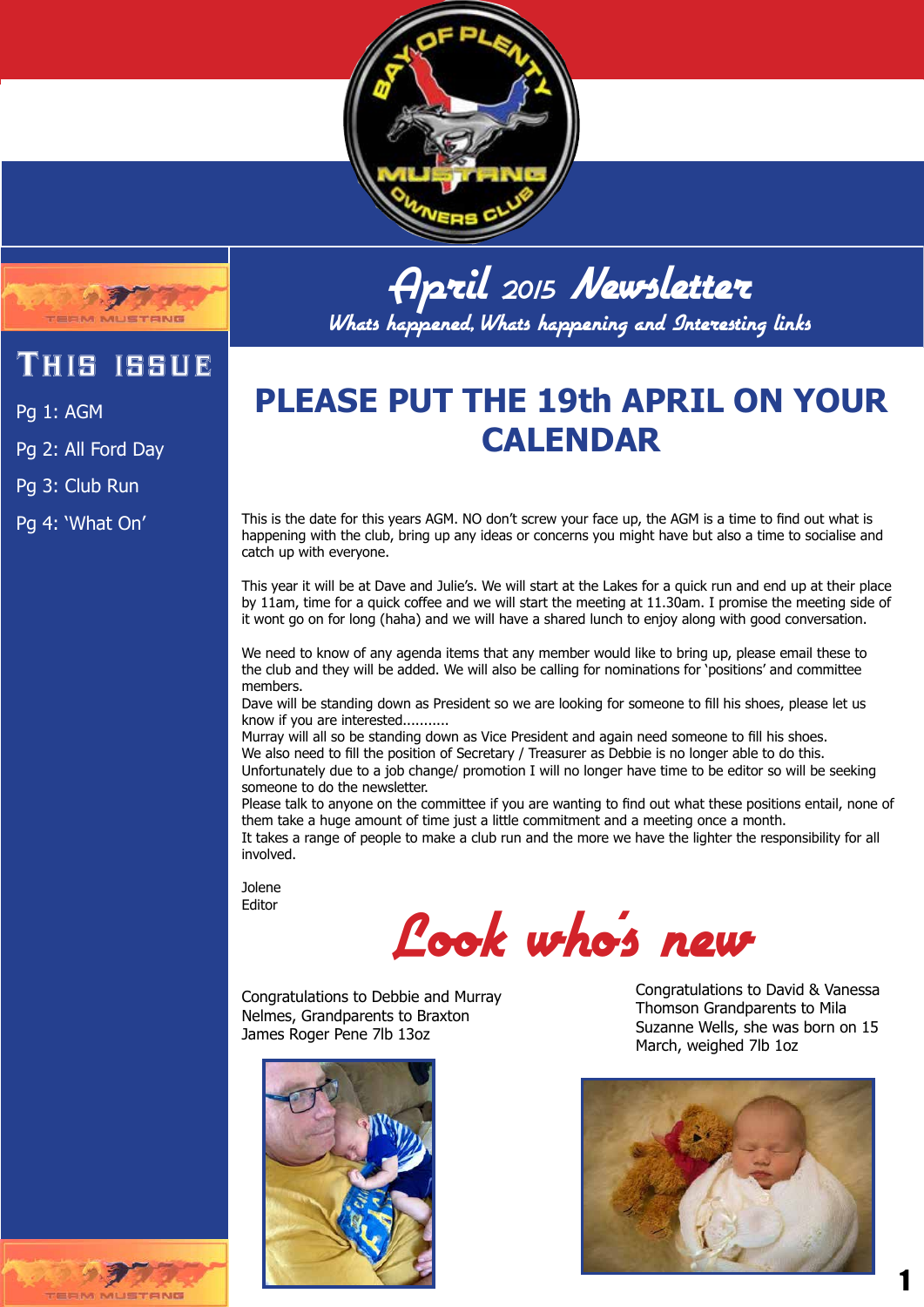# April 2015 Newsletter

*Whats happened, Whats happening and Interesting links*

## This issue

- Pg 1: AGM
- Pg 2: All Ford Day
- Pg 3: Club Run
- Pg 4: 'What On'

## PLEASE PUT THE 19th APRIL ON YOUR CALENDAR

This is the date for this years AGM. NO don't screw your face up, the AGM is a time to find out what is happening with the club, bring up any ideas or concerns you might have but also a time to socialise and catch up with everyone.

This year it will be at Dave and Julie's. We will start at the Lakes for a quick run and end up at their place by 11am, time for a quick coffee and we will start the meeting at 11.30am. I promise the meeting side of it wont go on for long (haha) and we will have a shared lunch to enjoy along with good conversation.

We need to know of any agenda items that any member would like to bring up, please email these to the club and they will be added. We will also be calling for nominations for 'positions' and committee members.
Dave will be standing down as President so we are looking for someone to fill his shoes, please let us know if you are interested...........
Murray will all so be standing down as Vice President and again need someone to fill his shoes.
We also need to fill the position of Secretary / Treasurer as Debbie is no longer able to do this.
Unfortunately due to a job change/ promotion I will no longer have time to be editor so will be seeking someone to do the newsletter.
Please talk to anyone on the committee if you are wanting to find out what these positions entail, none of them take a huge amount of time just a little commitment and a meeting once a month.
It takes a range of people to make a club run and the more we have the lighter the responsibility for all involved.

Jolene
Editor

## Look who's new

Congratulations to Debbie and Murray Nelmes, Grandparents to Braxton James Roger Pene 7lb 13oz

Congratulations to David & Vanessa Thomson Grandparents to Mila Suzanne Wells, she was born on 15 March, weighed 7lb 1oz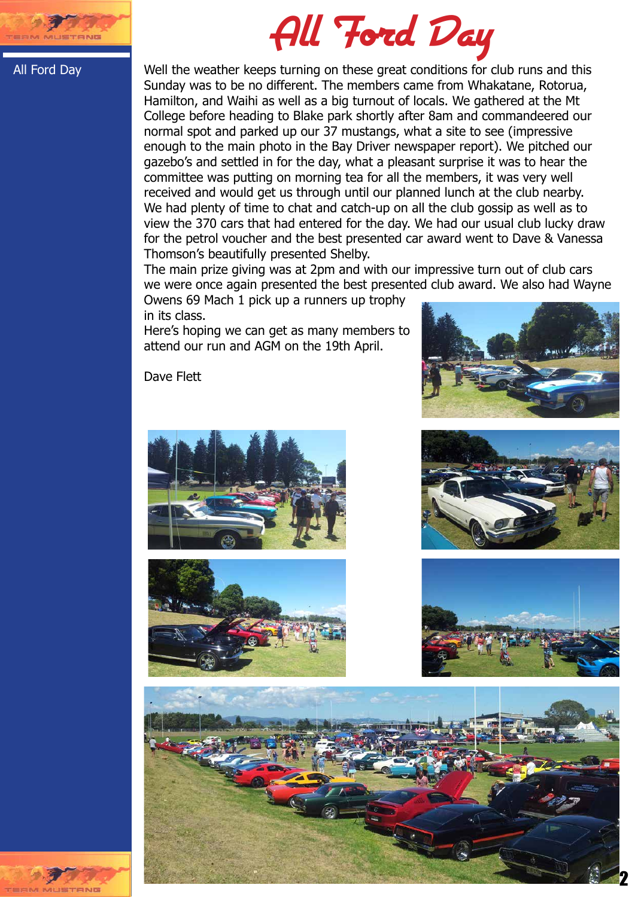# All Ford Day

Well the weather keeps turning on these great conditions for club runs and this Sunday was to be no different. The members came from Whakatane, Rotorua, Hamilton, and Waihi as well as a big turnout of locals. We gathered at the Mt College before heading to Blake park shortly after 8am and commandeered our normal spot and parked up our 37 mustangs, what a site to see (impressive enough to the main photo in the Bay Driver newspaper report). We pitched our gazebo's and settled in for the day, what a pleasant surprise it was to hear the committee was putting on morning tea for all the members, it was very well received and would get us through until our planned lunch at the club nearby. We had plenty of time to chat and catch-up on all the club gossip as well as to view the 370 cars that had entered for the day. We had our usual club lucky draw for the petrol voucher and the best presented car award went to Dave & Vanessa Thomson's beautifully presented Shelby.

The main prize giving was at 2pm and with our impressive turn out of club cars we were once again presented the best presented club award. We also had Wayne Owens 69 Mach 1 pick up a runners up trophy in its class.

Here's hoping we can get as many members to attend our run and AGM on the 19th April.

Dave Flett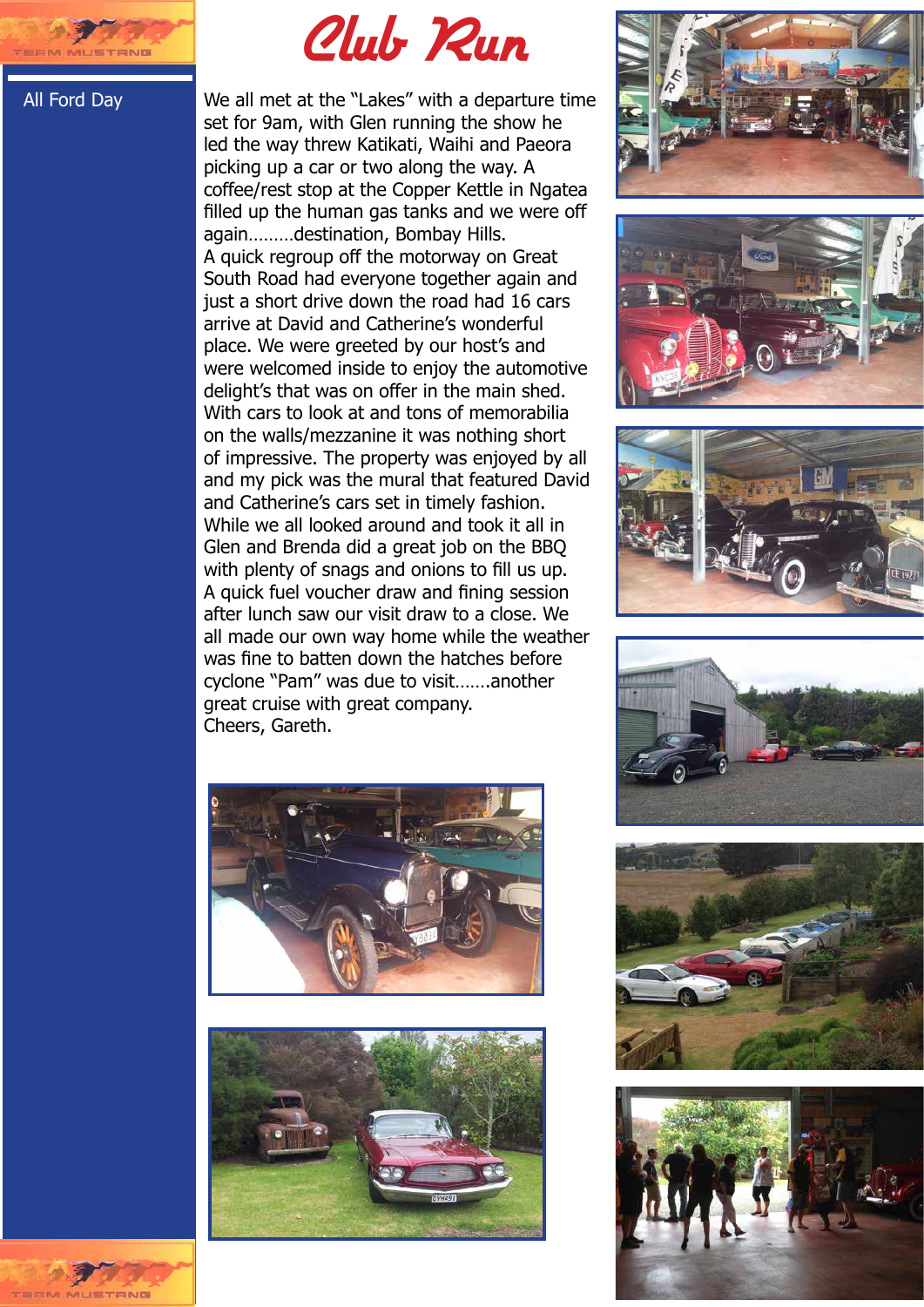# Club Run

All Ford Day

We all met at the "Lakes" with a departure time set for 9am, with Glen running the show he led the way threw Katikati, Waihi and Paeora picking up a car or two along the way. A coffee/rest stop at the Copper Kettle in Ngatea filled up the human gas tanks and we were off again………destination, Bombay Hills.

A quick regroup off the motorway on Great South Road had everyone together again and just a short drive down the road had 16 cars arrive at David and Catherine's wonderful place. We were greeted by our host's and were welcomed inside to enjoy the automotive delight's that was on offer in the main shed. With cars to look at and tons of memorabilia on the walls/mezzanine it was nothing short of impressive. The property was enjoyed by all and my pick was the mural that featured David and Catherine's cars set in timely fashion.

While we all looked around and took it all in Glen and Brenda did a great job on the BBQ with plenty of snags and onions to fill us up. A quick fuel voucher draw and fining session after lunch saw our visit draw to a close. We all made our own way home while the weather was fine to batten down the hatches before cyclone "Pam" was due to visit…….another great cruise with great company.

Cheers, Gareth.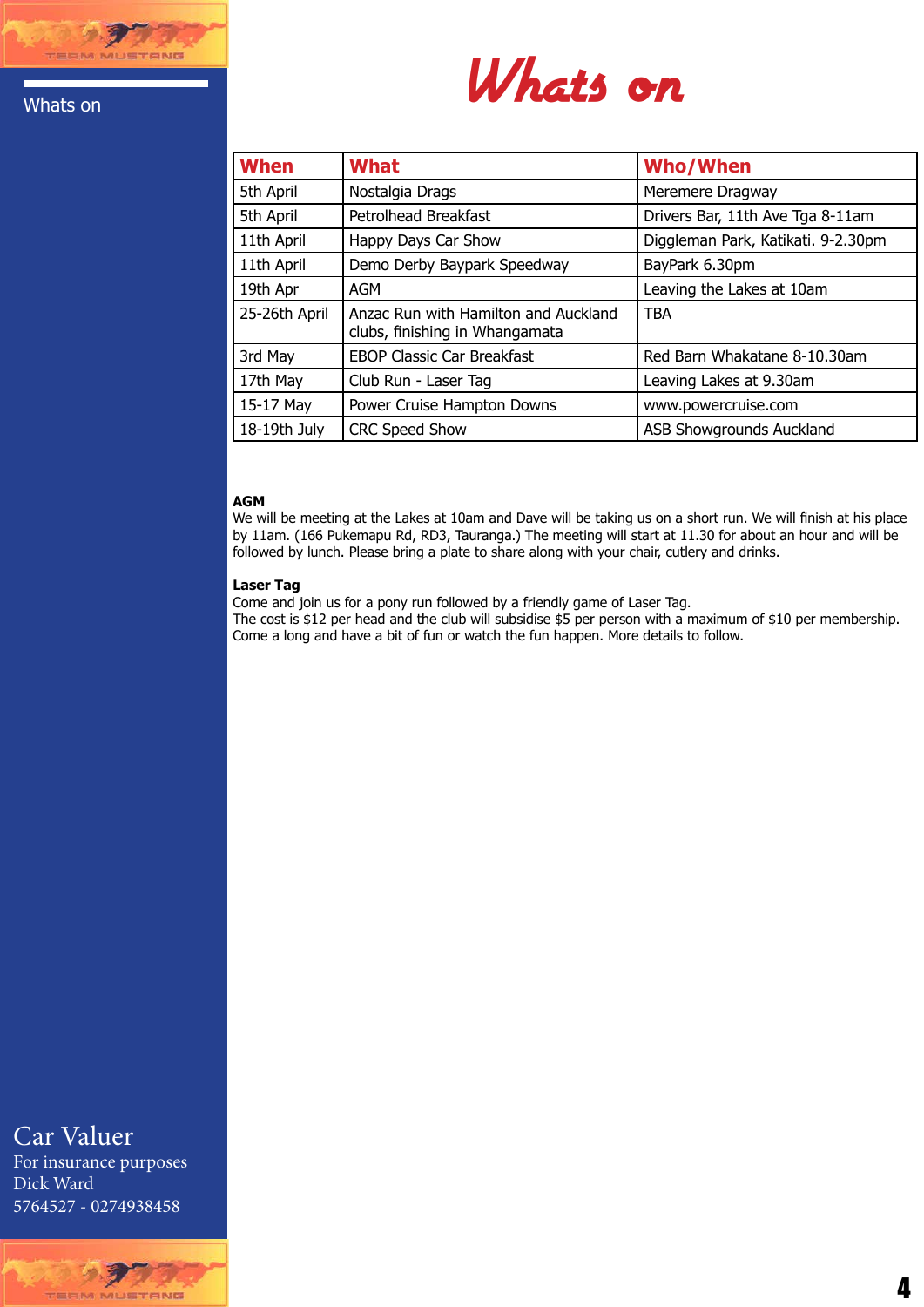Whats on

# Whats on

| When | What | Who/When |
|---|---|---|
| 5th April | Nostalgia Drags | Meremere Dragway |
| 5th April | Petrolhead Breakfast | Drivers Bar, 11th Ave Tga 8-11am |
| 11th April | Happy Days Car Show | Diggleman Park, Katikati. 9-2.30pm |
| 11th April | Demo Derby Baypark Speedway | BayPark 6.30pm |
| 19th Apr | AGM | Leaving the Lakes at 10am |
| 25-26th April | Anzac Run with Hamilton and Auckland clubs, finishing in Whangamata | TBA |
| 3rd May | EBOP Classic Car Breakfast | Red Barn Whakatane 8-10.30am |
| 17th May | Club Run - Laser Tag | Leaving Lakes at 9.30am |
| 15-17 May | Power Cruise Hampton Downs | www.powercruise.com |
| 18-19th July | CRC Speed Show | ASB Showgrounds Auckland |

**AGM**
We will be meeting at the Lakes at 10am and Dave will be taking us on a short run. We will finish at his place by 11am. (166 Pukemapu Rd, RD3, Tauranga.) The meeting will start at 11.30 for about an hour and will be followed by lunch. Please bring a plate to share along with your chair, cutlery and drinks.

**Laser Tag**
Come and join us for a pony run followed by a friendly game of Laser Tag.
The cost is $12 per head and the club will subsidise $5 per person with a maximum of $10 per membership.
Come a long and have a bit of fun or watch the fun happen. More details to follow.

Car Valuer
For insurance purposes
Dick Ward
5764527 - 0274938458